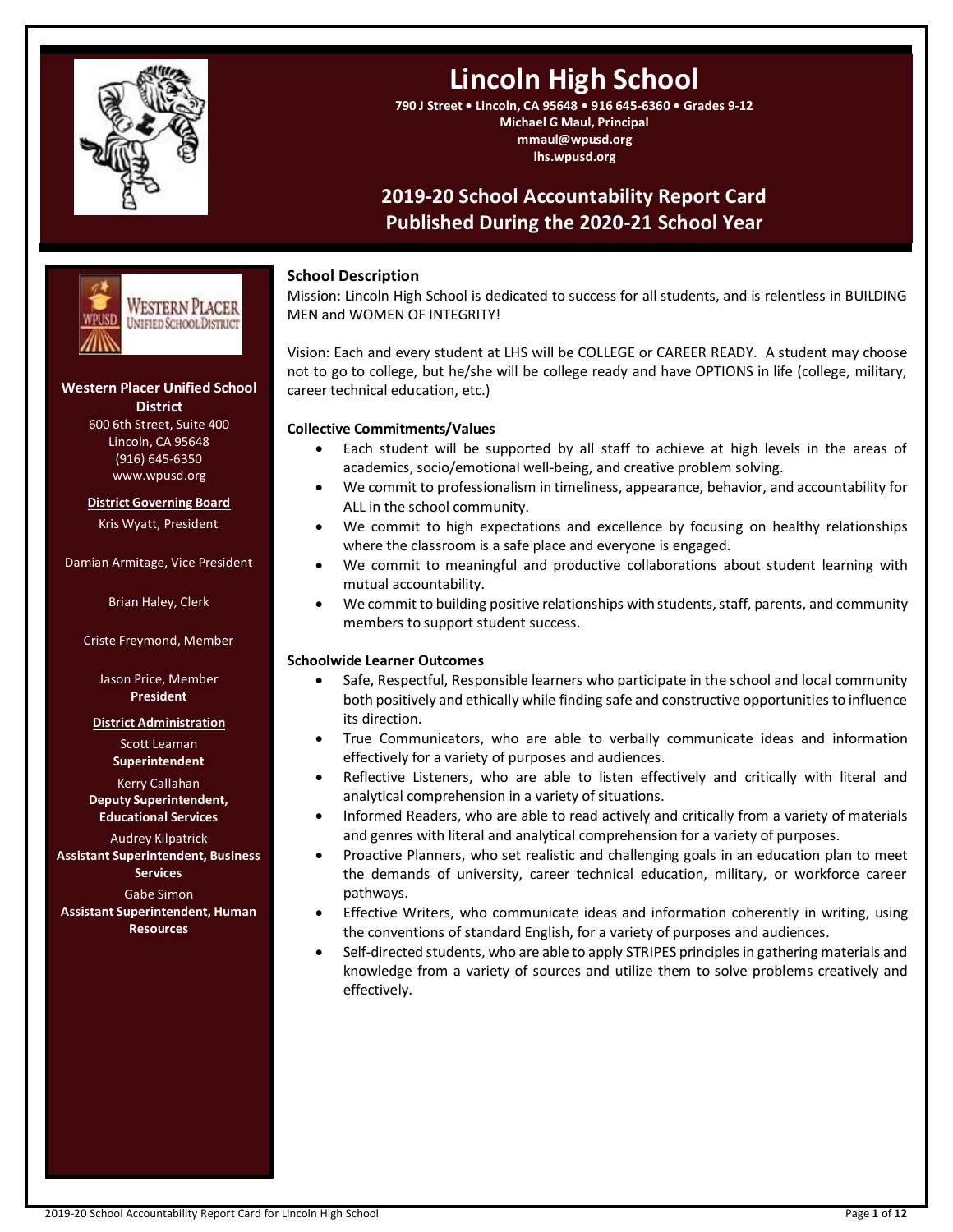# Lincoln High School

**790 J Street • Lincoln, CA 95648 • 916 645-6360 • Grades 9-12**
**Michael G Maul, Principal**
**mmaul@wpusd.org**
**lhs.wpusd.org**

## 2019-20 School Accountability Report Card
## Published During the 2020-21 School Year

**Western Placer Unified School District**
600 6th Street, Suite 400
Lincoln, CA 95648
(916) 645-6350
www.wpusd.org

**District Governing Board**

Kris Wyatt, President

Damian Armitage, Vice President

Brian Haley, Clerk

Criste Freymond, Member

Jason Price, Member
**President**

**District Administration**

Scott Leaman
**Superintendent**

Kerry Callahan
**Deputy Superintendent, Educational Services**

Audrey Kilpatrick
**Assistant Superintendent, Business Services**

Gabe Simon
**Assistant Superintendent, Human Resources**

### School Description

Mission: Lincoln High School is dedicated to success for all students, and is relentless in BUILDING MEN and WOMEN OF INTEGRITY!

Vision: Each and every student at LHS will be COLLEGE or CAREER READY. A student may choose not to go to college, but he/she will be college ready and have OPTIONS in life (college, military, career technical education, etc.)

**Collective Commitments/Values**

- Each student will be supported by all staff to achieve at high levels in the areas of academics, socio/emotional well-being, and creative problem solving.
- We commit to professionalism in timeliness, appearance, behavior, and accountability for ALL in the school community.
- We commit to high expectations and excellence by focusing on healthy relationships where the classroom is a safe place and everyone is engaged.
- We commit to meaningful and productive collaborations about student learning with mutual accountability.
- We commit to building positive relationships with students, staff, parents, and community members to support student success.

**Schoolwide Learner Outcomes**

- Safe, Respectful, Responsible learners who participate in the school and local community both positively and ethically while finding safe and constructive opportunities to influence its direction.
- True Communicators, who are able to verbally communicate ideas and information effectively for a variety of purposes and audiences.
- Reflective Listeners, who are able to listen effectively and critically with literal and analytical comprehension in a variety of situations.
- Informed Readers, who are able to read actively and critically from a variety of materials and genres with literal and analytical comprehension for a variety of purposes.
- Proactive Planners, who set realistic and challenging goals in an education plan to meet the demands of university, career technical education, military, or workforce career pathways.
- Effective Writers, who communicate ideas and information coherently in writing, using the conventions of standard English, for a variety of purposes and audiences.
- Self-directed students, who are able to apply STRIPES principles in gathering materials and knowledge from a variety of sources and utilize them to solve problems creatively and effectively.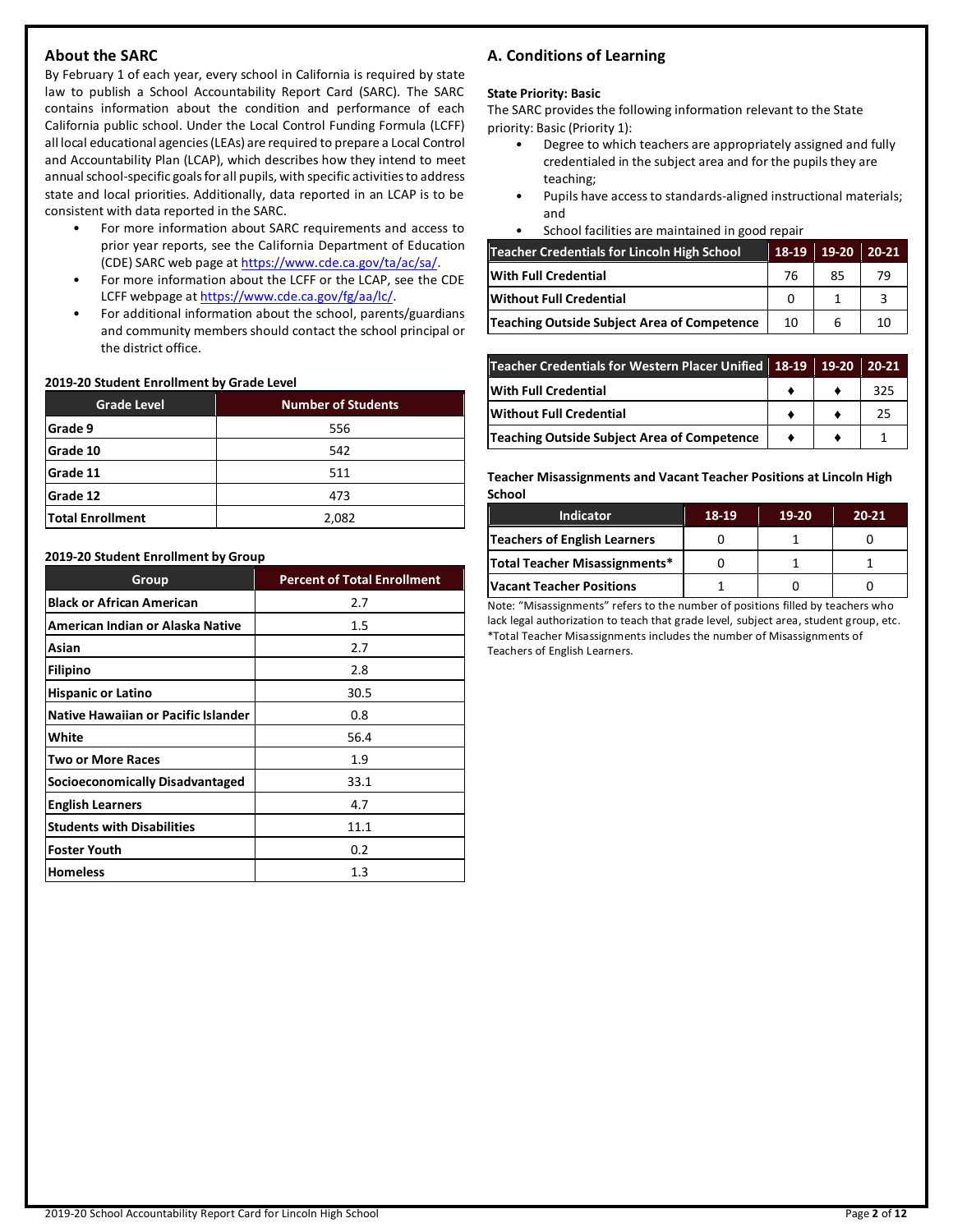## About the SARC

By February 1 of each year, every school in California is required by state law to publish a School Accountability Report Card (SARC). The SARC contains information about the condition and performance of each California public school. Under the Local Control Funding Formula (LCFF) all local educational agencies (LEAs) are required to prepare a Local Control and Accountability Plan (LCAP), which describes how they intend to meet annual school-specific goals for all pupils, with specific activities to address state and local priorities. Additionally, data reported in an LCAP is to be consistent with data reported in the SARC.

- For more information about SARC requirements and access to prior year reports, see the California Department of Education (CDE) SARC web page at https://www.cde.ca.gov/ta/ac/sa/.
- For more information about the LCFF or the LCAP, see the CDE LCFF webpage at https://www.cde.ca.gov/fg/aa/lc/.
- For additional information about the school, parents/guardians and community members should contact the school principal or the district office.

**2019-20 Student Enrollment by Grade Level**

| Grade Level | Number of Students |
|---|---|
| Grade 9 | 556 |
| Grade 10 | 542 |
| Grade 11 | 511 |
| Grade 12 | 473 |
| Total Enrollment | 2,082 |

**2019-20 Student Enrollment by Group**

| Group | Percent of Total Enrollment |
|---|---|
| Black or African American | 2.7 |
| American Indian or Alaska Native | 1.5 |
| Asian | 2.7 |
| Filipino | 2.8 |
| Hispanic or Latino | 30.5 |
| Native Hawaiian or Pacific Islander | 0.8 |
| White | 56.4 |
| Two or More Races | 1.9 |
| Socioeconomically Disadvantaged | 33.1 |
| English Learners | 4.7 |
| Students with Disabilities | 11.1 |
| Foster Youth | 0.2 |
| Homeless | 1.3 |

## A. Conditions of Learning

**State Priority: Basic**

The SARC provides the following information relevant to the State priority: Basic (Priority 1):

- Degree to which teachers are appropriately assigned and fully credentialed in the subject area and for the pupils they are teaching;
- Pupils have access to standards-aligned instructional materials; and
- School facilities are maintained in good repair

| Teacher Credentials for Lincoln High School | 18-19 | 19-20 | 20-21 |
|---|---|---|---|
| With Full Credential | 76 | 85 | 79 |
| Without Full Credential | 0 | 1 | 3 |
| Teaching Outside Subject Area of Competence | 10 | 6 | 10 |

| Teacher Credentials for Western Placer Unified | 18-19 | 19-20 | 20-21 |
|---|---|---|---|
| With Full Credential | ♦ | ♦ | 325 |
| Without Full Credential | ♦ | ♦ | 25 |
| Teaching Outside Subject Area of Competence | ♦ | ♦ | 1 |

**Teacher Misassignments and Vacant Teacher Positions at Lincoln High School**

| Indicator | 18-19 | 19-20 | 20-21 |
|---|---|---|---|
| Teachers of English Learners | 0 | 1 | 0 |
| Total Teacher Misassignments* | 0 | 1 | 1 |
| Vacant Teacher Positions | 1 | 0 | 0 |

Note: "Misassignments" refers to the number of positions filled by teachers who lack legal authorization to teach that grade level, subject area, student group, etc.
*Total Teacher Misassignments includes the number of Misassignments of Teachers of English Learners.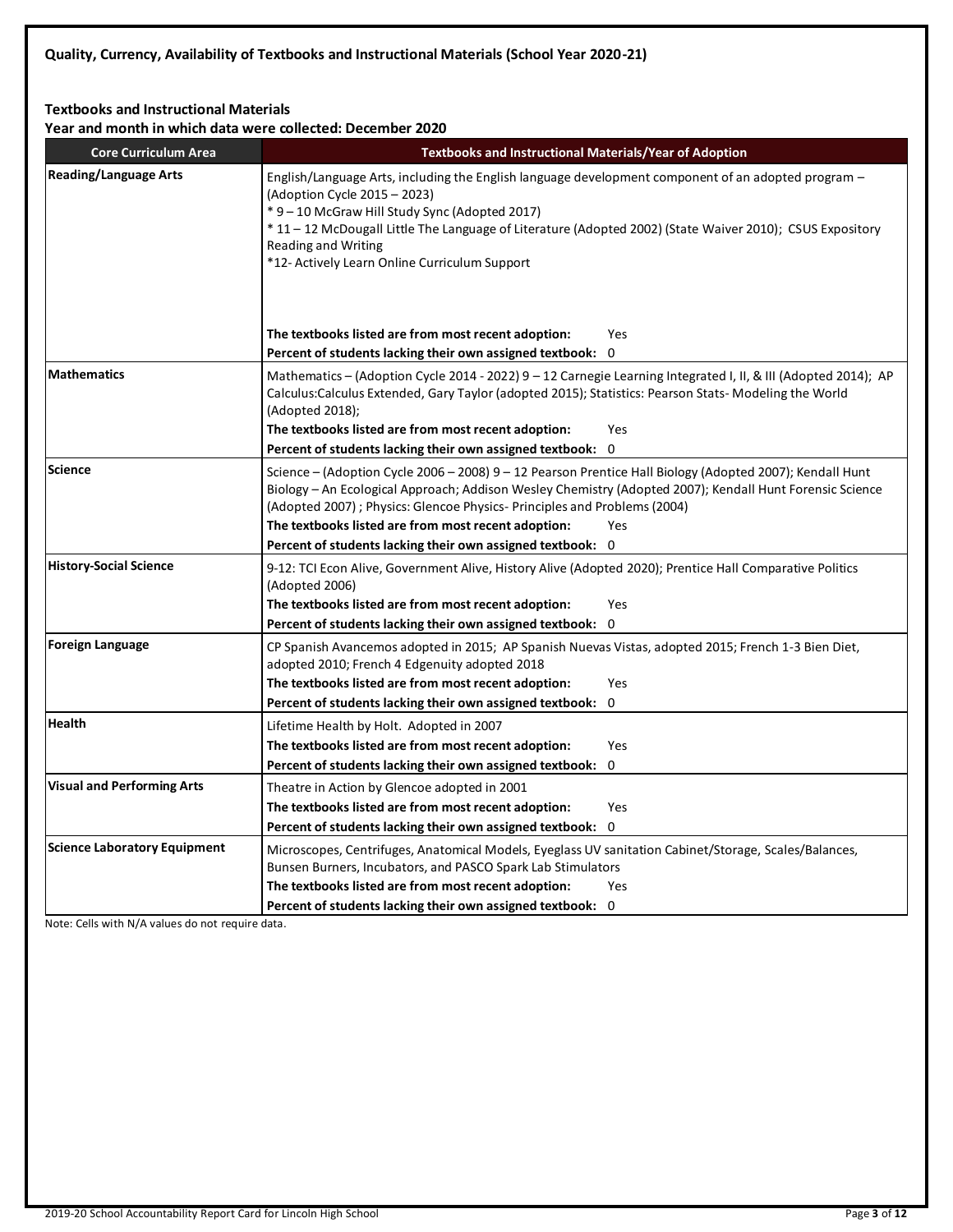### Quality, Currency, Availability of Textbooks and Instructional Materials (School Year 2020-21)

**Textbooks and Instructional Materials**
**Year and month in which data were collected: December 2020**

| Core Curriculum Area | Textbooks and Instructional Materials/Year of Adoption |
|---|---|
| **Reading/Language Arts** | English/Language Arts, including the English language development component of an adopted program – (Adoption Cycle 2015 – 2023)<br>* 9 – 10 McGraw Hill Study Sync (Adopted 2017)<br>* 11 – 12 McDougall Little The Language of Literature (Adopted 2002) (State Waiver 2010); CSUS Expository Reading and Writing<br>*12- Actively Learn Online Curriculum Support<br>**The textbooks listed are from most recent adoption:** Yes<br>**Percent of students lacking their own assigned textbook:** 0 |
| **Mathematics** | Mathematics – (Adoption Cycle 2014 - 2022) 9 – 12 Carnegie Learning Integrated I, II, & III (Adopted 2014); AP Calculus:Calculus Extended, Gary Taylor (adopted 2015); Statistics: Pearson Stats- Modeling the World (Adopted 2018);<br>**The textbooks listed are from most recent adoption:** Yes<br>**Percent of students lacking their own assigned textbook:** 0 |
| **Science** | Science – (Adoption Cycle 2006 – 2008) 9 – 12 Pearson Prentice Hall Biology (Adopted 2007); Kendall Hunt Biology – An Ecological Approach; Addison Wesley Chemistry (Adopted 2007); Kendall Hunt Forensic Science (Adopted 2007) ; Physics: Glencoe Physics- Principles and Problems (2004)<br>**The textbooks listed are from most recent adoption:** Yes<br>**Percent of students lacking their own assigned textbook:** 0 |
| **History-Social Science** | 9-12: TCI Econ Alive, Government Alive, History Alive (Adopted 2020); Prentice Hall Comparative Politics (Adopted 2006)<br>**The textbooks listed are from most recent adoption:** Yes<br>**Percent of students lacking their own assigned textbook:** 0 |
| **Foreign Language** | CP Spanish Avancemos adopted in 2015; AP Spanish Nuevas Vistas, adopted 2015; French 1-3 Bien Diet, adopted 2010; French 4 Edgenuity adopted 2018<br>**The textbooks listed are from most recent adoption:** Yes<br>**Percent of students lacking their own assigned textbook:** 0 |
| **Health** | Lifetime Health by Holt. Adopted in 2007<br>**The textbooks listed are from most recent adoption:** Yes<br>**Percent of students lacking their own assigned textbook:** 0 |
| **Visual and Performing Arts** | Theatre in Action by Glencoe adopted in 2001<br>**The textbooks listed are from most recent adoption:** Yes<br>**Percent of students lacking their own assigned textbook:** 0 |
| **Science Laboratory Equipment** | Microscopes, Centrifuges, Anatomical Models, Eyeglass UV sanitation Cabinet/Storage, Scales/Balances, Bunsen Burners, Incubators, and PASCO Spark Lab Stimulators<br>**The textbooks listed are from most recent adoption:** Yes<br>**Percent of students lacking their own assigned textbook:** 0 |

Note: Cells with N/A values do not require data.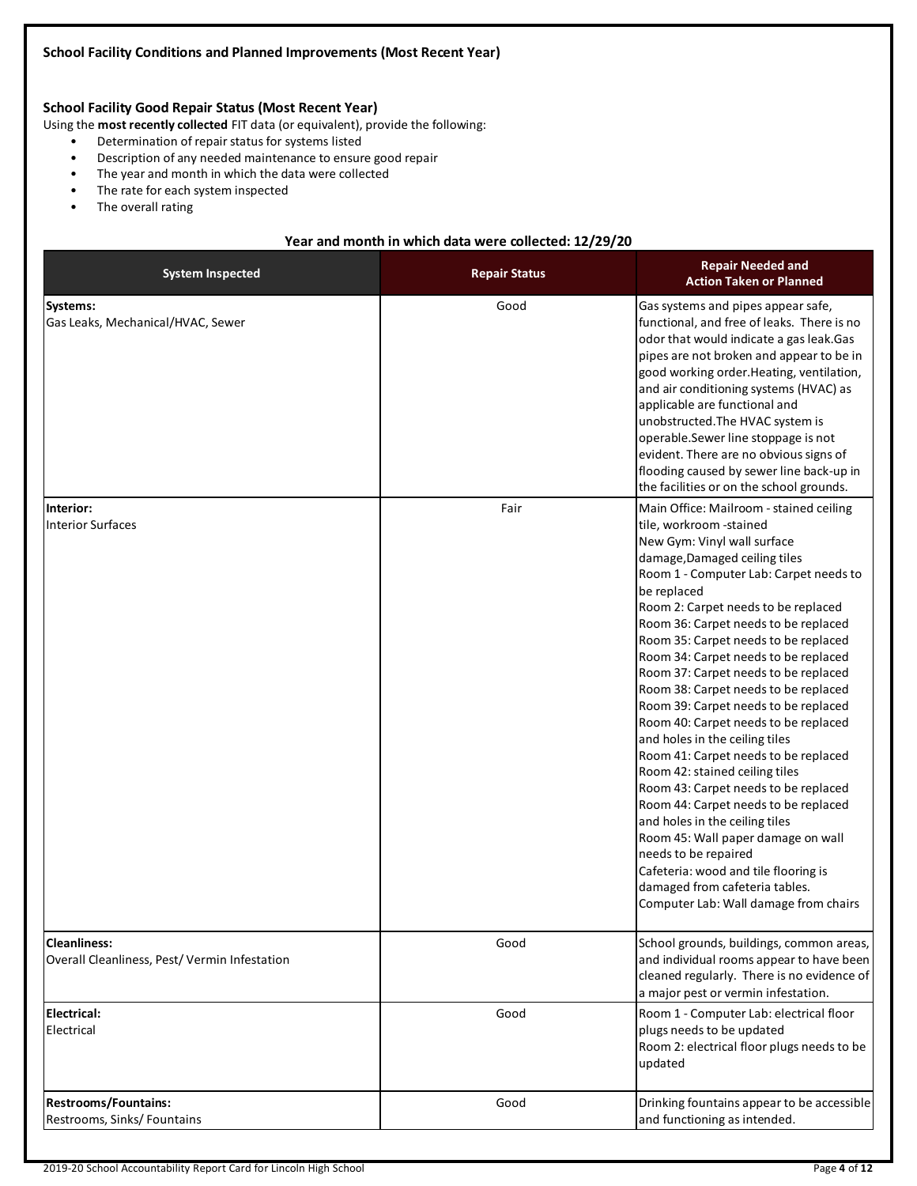### School Facility Conditions and Planned Improvements (Most Recent Year)

#### School Facility Good Repair Status (Most Recent Year)

Using the **most recently collected** FIT data (or equivalent), provide the following:

- Determination of repair status for systems listed
- Description of any needed maintenance to ensure good repair
- The year and month in which the data were collected
- The rate for each system inspected
- The overall rating

**Year and month in which data were collected: 12/29/20**

| System Inspected | Repair Status | Repair Needed and Action Taken or Planned |
|---|---|---|
| **Systems:** Gas Leaks, Mechanical/HVAC, Sewer | Good | Gas systems and pipes appear safe, functional, and free of leaks. There is no odor that would indicate a gas leak.Gas pipes are not broken and appear to be in good working order.Heating, ventilation, and air conditioning systems (HVAC) as applicable are functional and unobstructed.The HVAC system is operable.Sewer line stoppage is not evident. There are no obvious signs of flooding caused by sewer line back-up in the facilities or on the school grounds. |
| **Interior:** Interior Surfaces | Fair | Main Office: Mailroom - stained ceiling tile, workroom -stained<br>New Gym: Vinyl wall surface damage,Damaged ceiling tiles<br>Room 1 - Computer Lab: Carpet needs to be replaced<br>Room 2: Carpet needs to be replaced<br>Room 36: Carpet needs to be replaced<br>Room 35: Carpet needs to be replaced<br>Room 34: Carpet needs to be replaced<br>Room 37: Carpet needs to be replaced<br>Room 38: Carpet needs to be replaced<br>Room 39: Carpet needs to be replaced<br>Room 40: Carpet needs to be replaced and holes in the ceiling tiles<br>Room 41: Carpet needs to be replaced<br>Room 42: stained ceiling tiles<br>Room 43: Carpet needs to be replaced<br>Room 44: Carpet needs to be replaced and holes in the ceiling tiles<br>Room 45: Wall paper damage on wall needs to be repaired<br>Cafeteria: wood and tile flooring is damaged from cafeteria tables.<br>Computer Lab: Wall damage from chairs |
| **Cleanliness:** Overall Cleanliness, Pest/ Vermin Infestation | Good | School grounds, buildings, common areas, and individual rooms appear to have been cleaned regularly. There is no evidence of a major pest or vermin infestation. |
| **Electrical:** Electrical | Good | Room 1 - Computer Lab: electrical floor plugs needs to be updated<br>Room 2: electrical floor plugs needs to be updated |
| **Restrooms/Fountains:** Restrooms, Sinks/ Fountains | Good | Drinking fountains appear to be accessible and functioning as intended. |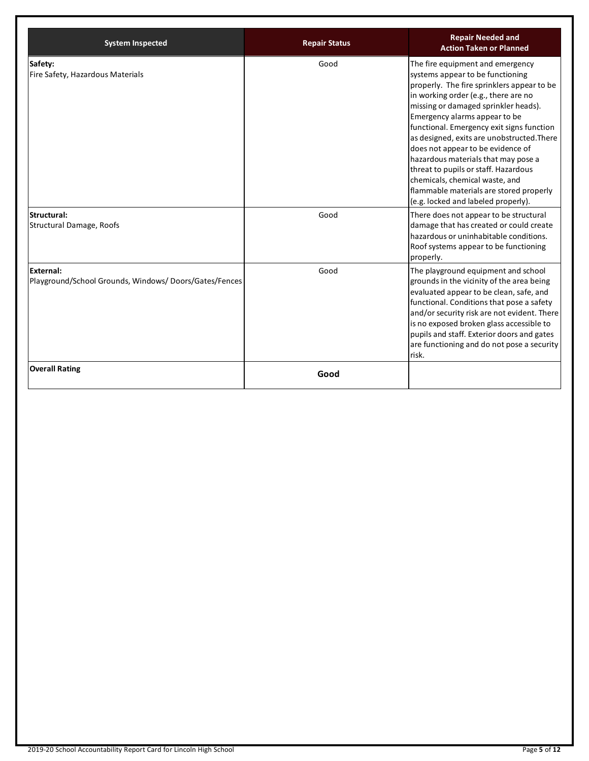| System Inspected | Repair Status | Repair Needed and Action Taken or Planned |
| --- | --- | --- |
| **Safety:** Fire Safety, Hazardous Materials | Good | The fire equipment and emergency systems appear to be functioning properly. The fire sprinklers appear to be in working order (e.g., there are no missing or damaged sprinkler heads). Emergency alarms appear to be functional. Emergency exit signs function as designed, exits are unobstructed.There does not appear to be evidence of hazardous materials that may pose a threat to pupils or staff. Hazardous chemicals, chemical waste, and flammable materials are stored properly (e.g. locked and labeled properly). |
| **Structural:** Structural Damage, Roofs | Good | There does not appear to be structural damage that has created or could create hazardous or uninhabitable conditions. Roof systems appear to be functioning properly. |
| **External:** Playground/School Grounds, Windows/ Doors/Gates/Fences | Good | The playground equipment and school grounds in the vicinity of the area being evaluated appear to be clean, safe, and functional. Conditions that pose a safety and/or security risk are not evident. There is no exposed broken glass accessible to pupils and staff. Exterior doors and gates are functioning and do not pose a security risk. |
| **Overall Rating** | **Good** | |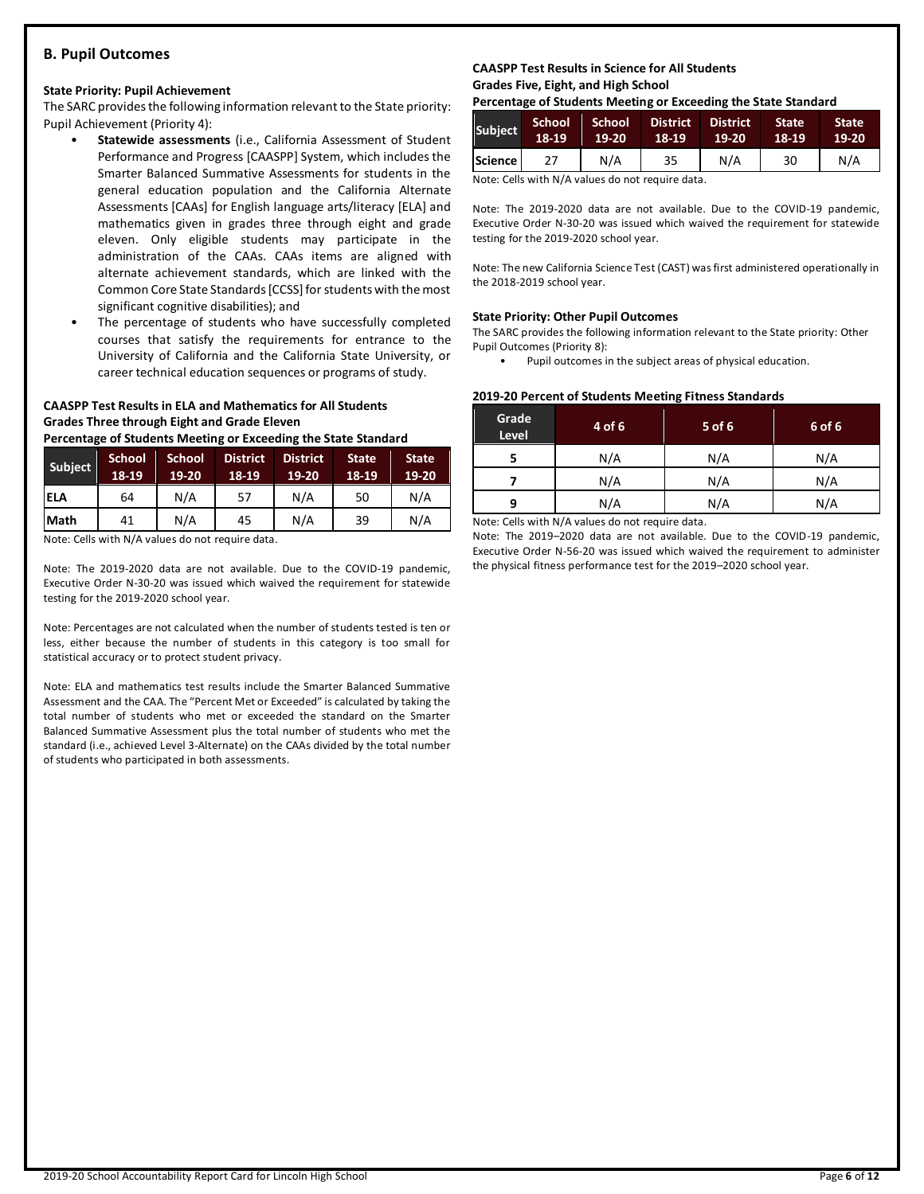## B. Pupil Outcomes

### State Priority: Pupil Achievement

The SARC provides the following information relevant to the State priority: Pupil Achievement (Priority 4):

- **Statewide assessments** (i.e., California Assessment of Student Performance and Progress [CAASPP] System, which includes the Smarter Balanced Summative Assessments for students in the general education population and the California Alternate Assessments [CAAs] for English language arts/literacy [ELA] and mathematics given in grades three through eight and grade eleven. Only eligible students may participate in the administration of the CAAs. CAAs items are aligned with alternate achievement standards, which are linked with the Common Core State Standards [CCSS] for students with the most significant cognitive disabilities); and
- The percentage of students who have successfully completed courses that satisfy the requirements for entrance to the University of California and the California State University, or career technical education sequences or programs of study.

**CAASPP Test Results in ELA and Mathematics for All Students**
**Grades Three through Eight and Grade Eleven**
**Percentage of Students Meeting or Exceeding the State Standard**

| Subject | School 18-19 | School 19-20 | District 18-19 | District 19-20 | State 18-19 | State 19-20 |
|---|---|---|---|---|---|---|
| ELA | 64 | N/A | 57 | N/A | 50 | N/A |
| Math | 41 | N/A | 45 | N/A | 39 | N/A |

Note: Cells with N/A values do not require data.

Note: The 2019-2020 data are not available. Due to the COVID-19 pandemic, Executive Order N-30-20 was issued which waived the requirement for statewide testing for the 2019-2020 school year.

Note: Percentages are not calculated when the number of students tested is ten or less, either because the number of students in this category is too small for statistical accuracy or to protect student privacy.

Note: ELA and mathematics test results include the Smarter Balanced Summative Assessment and the CAA. The "Percent Met or Exceeded" is calculated by taking the total number of students who met or exceeded the standard on the Smarter Balanced Summative Assessment plus the total number of students who met the standard (i.e., achieved Level 3-Alternate) on the CAAs divided by the total number of students who participated in both assessments.

**CAASPP Test Results in Science for All Students**
**Grades Five, Eight, and High School**
**Percentage of Students Meeting or Exceeding the State Standard**

| Subject | School 18-19 | School 19-20 | District 18-19 | District 19-20 | State 18-19 | State 19-20 |
|---|---|---|---|---|---|---|
| Science | 27 | N/A | 35 | N/A | 30 | N/A |

Note: Cells with N/A values do not require data.

Note: The 2019-2020 data are not available. Due to the COVID-19 pandemic, Executive Order N-30-20 was issued which waived the requirement for statewide testing for the 2019-2020 school year.

Note: The new California Science Test (CAST) was first administered operationally in the 2018-2019 school year.

### State Priority: Other Pupil Outcomes

The SARC provides the following information relevant to the State priority: Other Pupil Outcomes (Priority 8):

- Pupil outcomes in the subject areas of physical education.

**2019-20 Percent of Students Meeting Fitness Standards**

| Grade Level | 4 of 6 | 5 of 6 | 6 of 6 |
|---|---|---|---|
| 5 | N/A | N/A | N/A |
| 7 | N/A | N/A | N/A |
| 9 | N/A | N/A | N/A |

Note: Cells with N/A values do not require data.

Note: The 2019–2020 data are not available. Due to the COVID-19 pandemic, Executive Order N-56-20 was issued which waived the requirement to administer the physical fitness performance test for the 2019–2020 school year.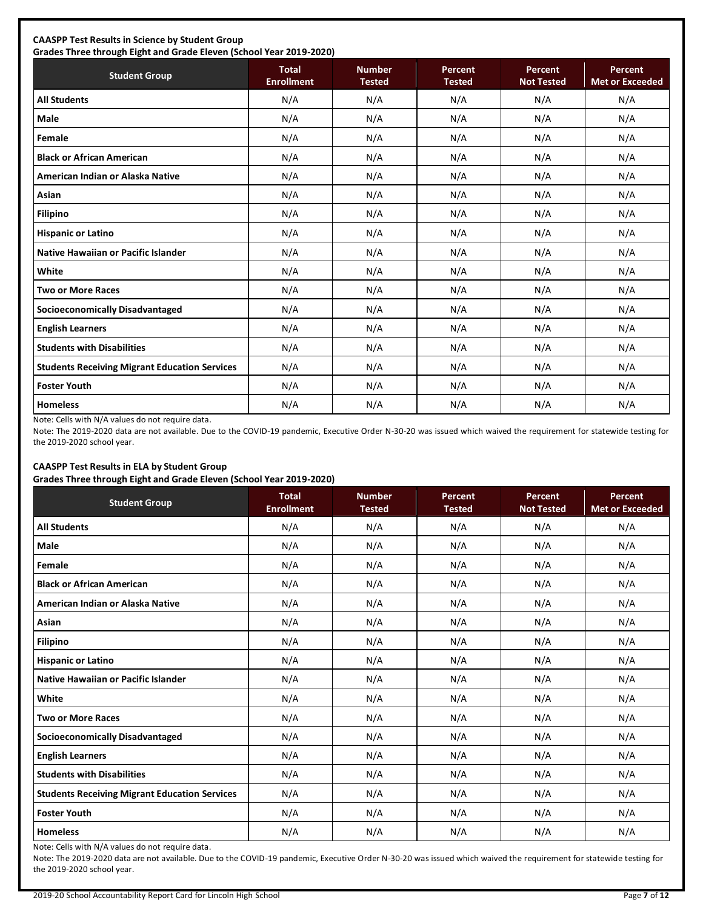**CAASPP Test Results in Science by Student Group**
**Grades Three through Eight and Grade Eleven (School Year 2019-2020)**

| Student Group | Total Enrollment | Number Tested | Percent Tested | Percent Not Tested | Percent Met or Exceeded |
|---|---|---|---|---|---|
| **All Students** | N/A | N/A | N/A | N/A | N/A |
| **Male** | N/A | N/A | N/A | N/A | N/A |
| **Female** | N/A | N/A | N/A | N/A | N/A |
| **Black or African American** | N/A | N/A | N/A | N/A | N/A |
| **American Indian or Alaska Native** | N/A | N/A | N/A | N/A | N/A |
| **Asian** | N/A | N/A | N/A | N/A | N/A |
| **Filipino** | N/A | N/A | N/A | N/A | N/A |
| **Hispanic or Latino** | N/A | N/A | N/A | N/A | N/A |
| **Native Hawaiian or Pacific Islander** | N/A | N/A | N/A | N/A | N/A |
| **White** | N/A | N/A | N/A | N/A | N/A |
| **Two or More Races** | N/A | N/A | N/A | N/A | N/A |
| **Socioeconomically Disadvantaged** | N/A | N/A | N/A | N/A | N/A |
| **English Learners** | N/A | N/A | N/A | N/A | N/A |
| **Students with Disabilities** | N/A | N/A | N/A | N/A | N/A |
| **Students Receiving Migrant Education Services** | N/A | N/A | N/A | N/A | N/A |
| **Foster Youth** | N/A | N/A | N/A | N/A | N/A |
| **Homeless** | N/A | N/A | N/A | N/A | N/A |

Note: Cells with N/A values do not require data.

Note: The 2019-2020 data are not available. Due to the COVID-19 pandemic, Executive Order N-30-20 was issued which waived the requirement for statewide testing for the 2019-2020 school year.

**CAASPP Test Results in ELA by Student Group**
**Grades Three through Eight and Grade Eleven (School Year 2019-2020)**

| Student Group | Total Enrollment | Number Tested | Percent Tested | Percent Not Tested | Percent Met or Exceeded |
|---|---|---|---|---|---|
| **All Students** | N/A | N/A | N/A | N/A | N/A |
| **Male** | N/A | N/A | N/A | N/A | N/A |
| **Female** | N/A | N/A | N/A | N/A | N/A |
| **Black or African American** | N/A | N/A | N/A | N/A | N/A |
| **American Indian or Alaska Native** | N/A | N/A | N/A | N/A | N/A |
| **Asian** | N/A | N/A | N/A | N/A | N/A |
| **Filipino** | N/A | N/A | N/A | N/A | N/A |
| **Hispanic or Latino** | N/A | N/A | N/A | N/A | N/A |
| **Native Hawaiian or Pacific Islander** | N/A | N/A | N/A | N/A | N/A |
| **White** | N/A | N/A | N/A | N/A | N/A |
| **Two or More Races** | N/A | N/A | N/A | N/A | N/A |
| **Socioeconomically Disadvantaged** | N/A | N/A | N/A | N/A | N/A |
| **English Learners** | N/A | N/A | N/A | N/A | N/A |
| **Students with Disabilities** | N/A | N/A | N/A | N/A | N/A |
| **Students Receiving Migrant Education Services** | N/A | N/A | N/A | N/A | N/A |
| **Foster Youth** | N/A | N/A | N/A | N/A | N/A |
| **Homeless** | N/A | N/A | N/A | N/A | N/A |

Note: Cells with N/A values do not require data.

Note: The 2019-2020 data are not available. Due to the COVID-19 pandemic, Executive Order N-30-20 was issued which waived the requirement for statewide testing for the 2019-2020 school year.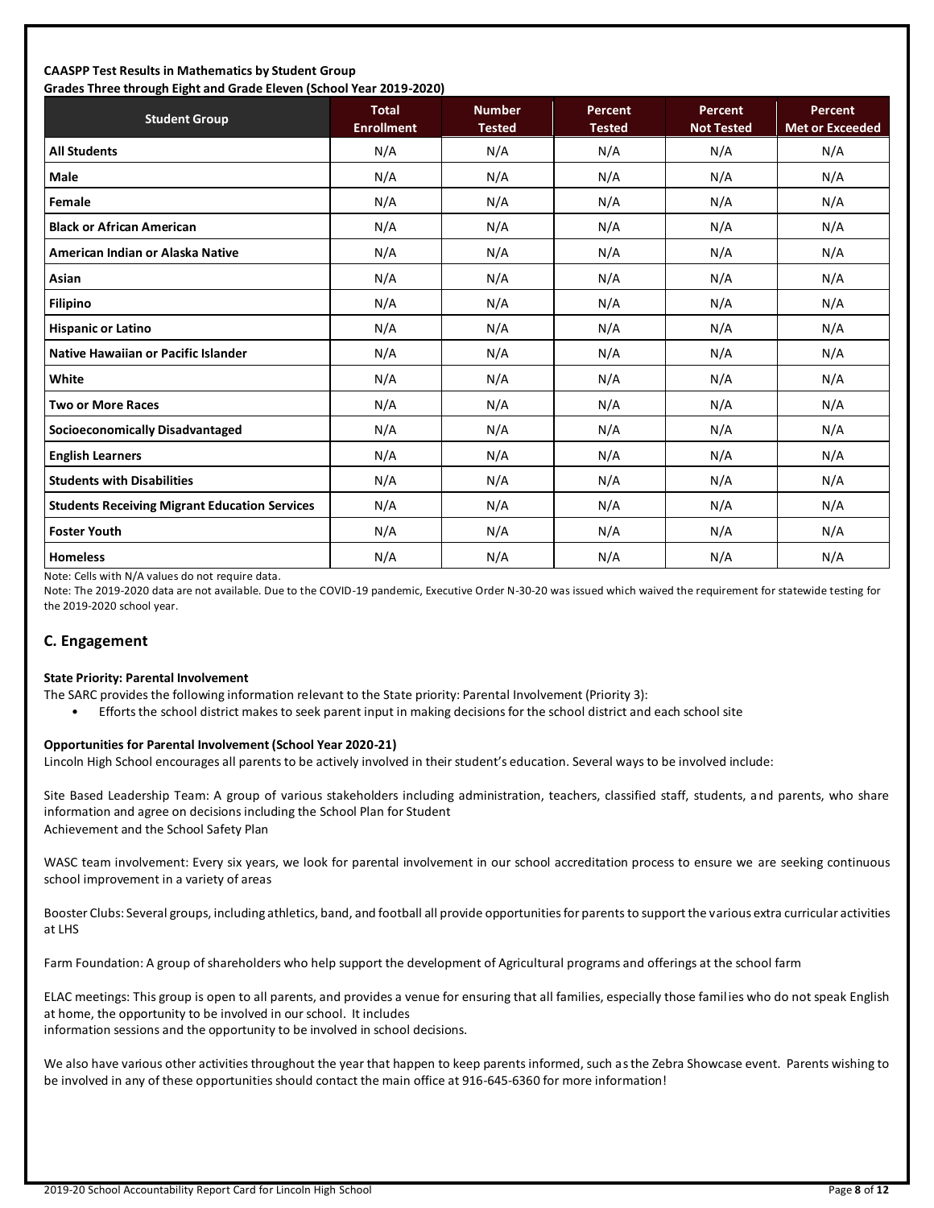**CAASPP Test Results in Mathematics by Student Group**
**Grades Three through Eight and Grade Eleven (School Year 2019-2020)**

| Student Group | Total Enrollment | Number Tested | Percent Tested | Percent Not Tested | Percent Met or Exceeded |
|---|---|---|---|---|---|
| **All Students** | N/A | N/A | N/A | N/A | N/A |
| **Male** | N/A | N/A | N/A | N/A | N/A |
| **Female** | N/A | N/A | N/A | N/A | N/A |
| **Black or African American** | N/A | N/A | N/A | N/A | N/A |
| **American Indian or Alaska Native** | N/A | N/A | N/A | N/A | N/A |
| **Asian** | N/A | N/A | N/A | N/A | N/A |
| **Filipino** | N/A | N/A | N/A | N/A | N/A |
| **Hispanic or Latino** | N/A | N/A | N/A | N/A | N/A |
| **Native Hawaiian or Pacific Islander** | N/A | N/A | N/A | N/A | N/A |
| **White** | N/A | N/A | N/A | N/A | N/A |
| **Two or More Races** | N/A | N/A | N/A | N/A | N/A |
| **Socioeconomically Disadvantaged** | N/A | N/A | N/A | N/A | N/A |
| **English Learners** | N/A | N/A | N/A | N/A | N/A |
| **Students with Disabilities** | N/A | N/A | N/A | N/A | N/A |
| **Students Receiving Migrant Education Services** | N/A | N/A | N/A | N/A | N/A |
| **Foster Youth** | N/A | N/A | N/A | N/A | N/A |
| **Homeless** | N/A | N/A | N/A | N/A | N/A |

Note: Cells with N/A values do not require data.

Note: The 2019-2020 data are not available. Due to the COVID-19 pandemic, Executive Order N-30-20 was issued which waived the requirement for statewide testing for the 2019-2020 school year.

## C. Engagement

**State Priority: Parental Involvement**

The SARC provides the following information relevant to the State priority: Parental Involvement (Priority 3):

- Efforts the school district makes to seek parent input in making decisions for the school district and each school site

**Opportunities for Parental Involvement (School Year 2020-21)**

Lincoln High School encourages all parents to be actively involved in their student's education. Several ways to be involved include:

Site Based Leadership Team: A group of various stakeholders including administration, teachers, classified staff, students, and parents, who share information and agree on decisions including the School Plan for Student
Achievement and the School Safety Plan

WASC team involvement: Every six years, we look for parental involvement in our school accreditation process to ensure we are seeking continuous school improvement in a variety of areas

Booster Clubs: Several groups, including athletics, band, and football all provide opportunities for parents to support the various extra curricular activities at LHS

Farm Foundation: A group of shareholders who help support the development of Agricultural programs and offerings at the school farm

ELAC meetings: This group is open to all parents, and provides a venue for ensuring that all families, especially those families who do not speak English at home, the opportunity to be involved in our school. It includes
information sessions and the opportunity to be involved in school decisions.

We also have various other activities throughout the year that happen to keep parents informed, such as the Zebra Showcase event. Parents wishing to be involved in any of these opportunities should contact the main office at 916-645-6360 for more information!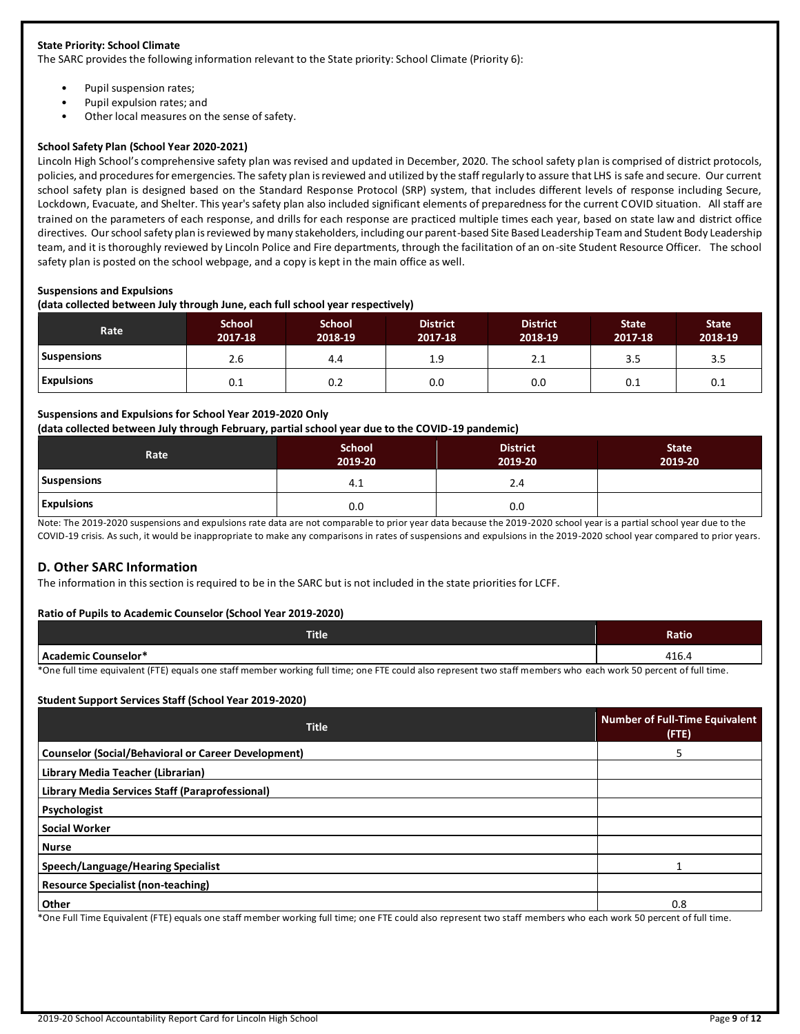**State Priority: School Climate**

The SARC provides the following information relevant to the State priority: School Climate (Priority 6):

- Pupil suspension rates;
- Pupil expulsion rates; and
- Other local measures on the sense of safety.

**School Safety Plan (School Year 2020-2021)**

Lincoln High School's comprehensive safety plan was revised and updated in December, 2020. The school safety plan is comprised of district protocols, policies, and procedures for emergencies. The safety plan is reviewed and utilized by the staff regularly to assure that LHS is safe and secure. Our current school safety plan is designed based on the Standard Response Protocol (SRP) system, that includes different levels of response including Secure, Lockdown, Evacuate, and Shelter. This year's safety plan also included significant elements of preparedness for the current COVID situation. All staff are trained on the parameters of each response, and drills for each response are practiced multiple times each year, based on state law and district office directives. Our school safety plan is reviewed by many stakeholders, including our parent-based Site Based Leadership Team and Student Body Leadership team, and it is thoroughly reviewed by Lincoln Police and Fire departments, through the facilitation of an on-site Student Resource Officer. The school safety plan is posted on the school webpage, and a copy is kept in the main office as well.

**Suspensions and Expulsions**
**(data collected between July through June, each full school year respectively)**

| Rate | School 2017-18 | School 2018-19 | District 2017-18 | District 2018-19 | State 2017-18 | State 2018-19 |
|---|---|---|---|---|---|---|
| Suspensions | 2.6 | 4.4 | 1.9 | 2.1 | 3.5 | 3.5 |
| Expulsions | 0.1 | 0.2 | 0.0 | 0.0 | 0.1 | 0.1 |

**Suspensions and Expulsions for School Year 2019-2020 Only**
**(data collected between July through February, partial school year due to the COVID-19 pandemic)**

| Rate | School 2019-20 | District 2019-20 | State 2019-20 |
|---|---|---|---|
| Suspensions | 4.1 | 2.4 | |
| Expulsions | 0.0 | 0.0 | |

Note: The 2019-2020 suspensions and expulsions rate data are not comparable to prior year data because the 2019-2020 school year is a partial school year due to the COVID-19 crisis. As such, it would be inappropriate to make any comparisons in rates of suspensions and expulsions in the 2019-2020 school year compared to prior years.

## D. Other SARC Information

The information in this section is required to be in the SARC but is not included in the state priorities for LCFF.

**Ratio of Pupils to Academic Counselor (School Year 2019-2020)**

| Title | Ratio |
|---|---|
| Academic Counselor* | 416.4 |

*One full time equivalent (FTE) equals one staff member working full time; one FTE could also represent two staff members who each work 50 percent of full time.

**Student Support Services Staff (School Year 2019-2020)**

| Title | Number of Full-Time Equivalent (FTE) |
|---|---|
| Counselor (Social/Behavioral or Career Development) | 5 |
| Library Media Teacher (Librarian) | |
| Library Media Services Staff (Paraprofessional) | |
| Psychologist | |
| Social Worker | |
| Nurse | |
| Speech/Language/Hearing Specialist | 1 |
| Resource Specialist (non-teaching) | |
| Other | 0.8 |

*One Full Time Equivalent (FTE) equals one staff member working full time; one FTE could also represent two staff members who each work 50 percent of full time.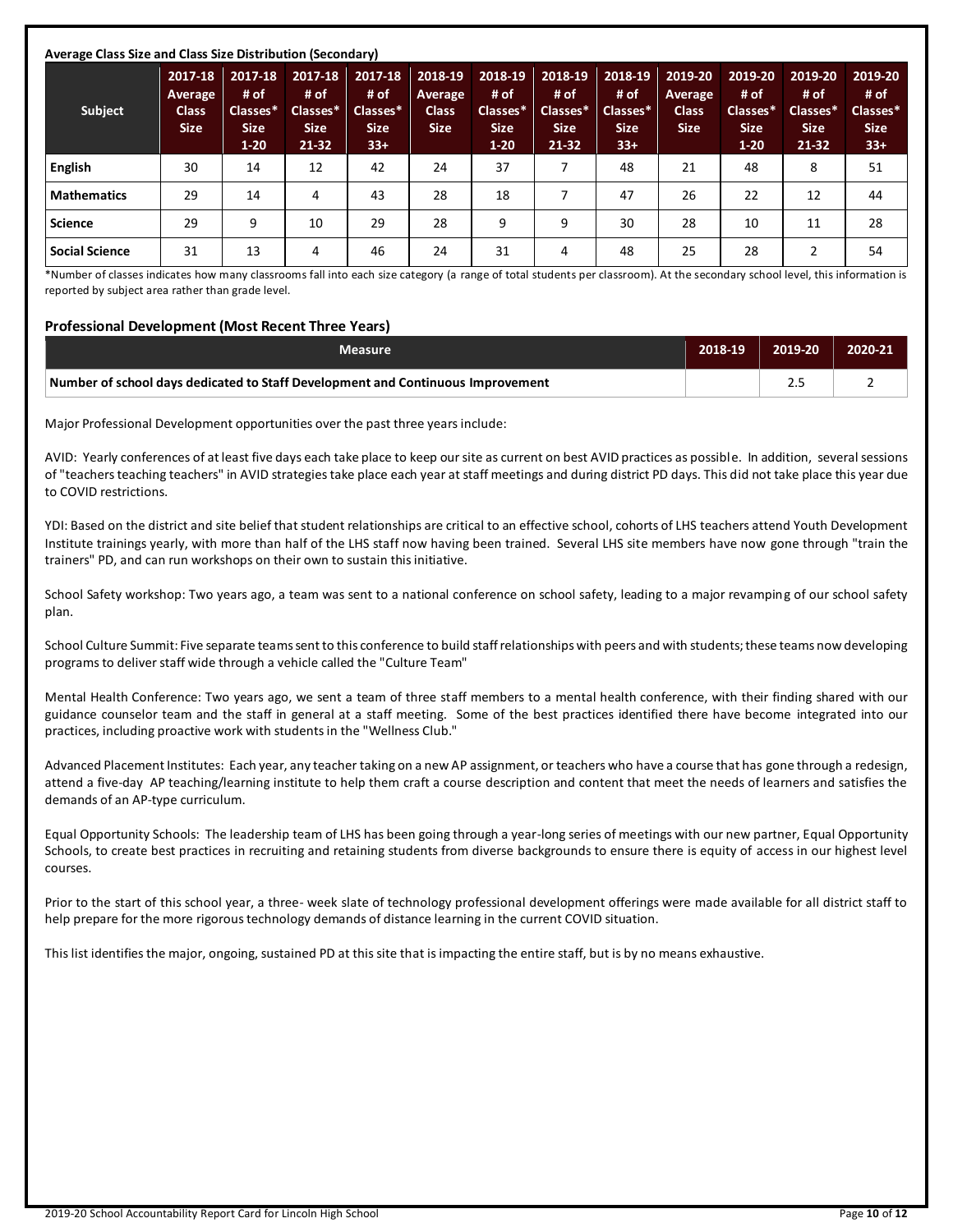**Average Class Size and Class Size Distribution (Secondary)**

| Subject | 2017-18 Average Class Size | 2017-18 # of Classes* Size 1-20 | 2017-18 # of Classes* Size 21-32 | 2017-18 # of Classes* Size 33+ | 2018-19 Average Class Size | 2018-19 # of Classes* Size 1-20 | 2018-19 # of Classes* Size 21-32 | 2018-19 # of Classes* Size 33+ | 2019-20 Average Class Size | 2019-20 # of Classes* Size 1-20 | 2019-20 # of Classes* Size 21-32 | 2019-20 # of Classes* Size 33+ |
|---|---|---|---|---|---|---|---|---|---|---|---|---|
| **English** | 30 | 14 | 12 | 42 | 24 | 37 | 7 | 48 | 21 | 48 | 8 | 51 |
| **Mathematics** | 29 | 14 | 4 | 43 | 28 | 18 | 7 | 47 | 26 | 22 | 12 | 44 |
| **Science** | 29 | 9 | 10 | 29 | 28 | 9 | 9 | 30 | 28 | 10 | 11 | 28 |
| **Social Science** | 31 | 13 | 4 | 46 | 24 | 31 | 4 | 48 | 25 | 28 | 2 | 54 |

*Number of classes indicates how many classrooms fall into each size category (a range of total students per classroom). At the secondary school level, this information is reported by subject area rather than grade level.

**Professional Development (Most Recent Three Years)**

| Measure | 2018-19 | 2019-20 | 2020-21 |
|---|---|---|---|
| **Number of school days dedicated to Staff Development and Continuous Improvement** | | 2.5 | 2 |

Major Professional Development opportunities over the past three years include:

AVID: Yearly conferences of at least five days each take place to keep our site as current on best AVID practices as possible. In addition, several sessions of "teachers teaching teachers" in AVID strategies take place each year at staff meetings and during district PD days. This did not take place this year due to COVID restrictions.

YDI: Based on the district and site belief that student relationships are critical to an effective school, cohorts of LHS teachers attend Youth Development Institute trainings yearly, with more than half of the LHS staff now having been trained. Several LHS site members have now gone through "train the trainers" PD, and can run workshops on their own to sustain this initiative.

School Safety workshop: Two years ago, a team was sent to a national conference on school safety, leading to a major revamping of our school safety plan.

School Culture Summit: Five separate teams sent to this conference to build staff relationships with peers and with students; these teams now developing programs to deliver staff wide through a vehicle called the "Culture Team"

Mental Health Conference: Two years ago, we sent a team of three staff members to a mental health conference, with their finding shared with our guidance counselor team and the staff in general at a staff meeting. Some of the best practices identified there have become integrated into our practices, including proactive work with students in the "Wellness Club."

Advanced Placement Institutes: Each year, any teacher taking on a new AP assignment, or teachers who have a course that has gone through a redesign, attend a five-day AP teaching/learning institute to help them craft a course description and content that meet the needs of learners and satisfies the demands of an AP-type curriculum.

Equal Opportunity Schools: The leadership team of LHS has been going through a year-long series of meetings with our new partner, Equal Opportunity Schools, to create best practices in recruiting and retaining students from diverse backgrounds to ensure there is equity of access in our highest level courses.

Prior to the start of this school year, a three- week slate of technology professional development offerings were made available for all district staff to help prepare for the more rigorous technology demands of distance learning in the current COVID situation.

This list identifies the major, ongoing, sustained PD at this site that is impacting the entire staff, but is by no means exhaustive.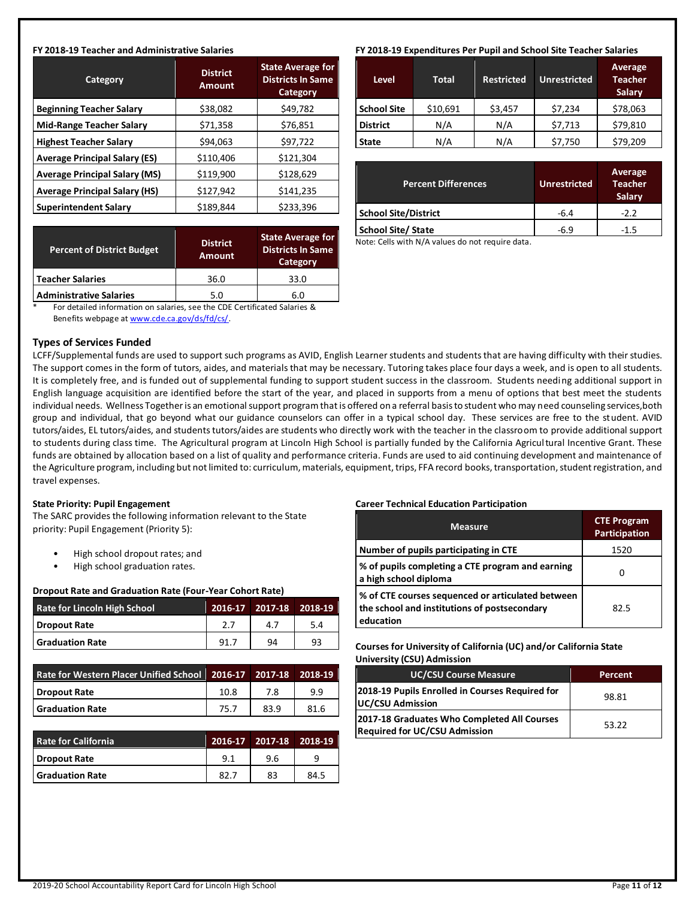### FY 2018-19 Teacher and Administrative Salaries

| Category | District Amount | State Average for Districts In Same Category |
|---|---|---|
| Beginning Teacher Salary | $38,082 | $49,782 |
| Mid-Range Teacher Salary | $71,358 | $76,851 |
| Highest Teacher Salary | $94,063 | $97,722 |
| Average Principal Salary (ES) | $110,406 | $121,304 |
| Average Principal Salary (MS) | $119,900 | $128,629 |
| Average Principal Salary (HS) | $127,942 | $141,235 |
| Superintendent Salary | $189,844 | $233,396 |

| Percent of District Budget | District Amount | State Average for Districts In Same Category |
|---|---|---|
| Teacher Salaries | 36.0 | 33.0 |
| Administrative Salaries | 5.0 | 6.0 |

\* For detailed information on salaries, see the CDE Certificated Salaries & Benefits webpage at www.cde.ca.gov/ds/fd/cs/.

### FY 2018-19 Expenditures Per Pupil and School Site Teacher Salaries

| Level | Total | Restricted | Unrestricted | Average Teacher Salary |
|---|---|---|---|---|
| School Site | $10,691 | $3,457 | $7,234 | $78,063 |
| District | N/A | N/A | $7,713 | $79,810 |
| State | N/A | N/A | $7,750 | $79,209 |

| Percent Differences | Unrestricted | Average Teacher Salary |
|---|---|---|
| School Site/District | -6.4 | -2.2 |
| School Site/ State | -6.9 | -1.5 |

Note: Cells with N/A values do not require data.

## Types of Services Funded

LCFF/Supplemental funds are used to support such programs as AVID, English Learner students and students that are having difficulty with their studies. The support comes in the form of tutors, aides, and materials that may be necessary. Tutoring takes place four days a week, and is open to all students. It is completely free, and is funded out of supplemental funding to support student success in the classroom. Students needing additional support in English language acquisition are identified before the start of the year, and placed in supports from a menu of options that best meet the students individual needs. Wellness Together is an emotional support program that is offered on a referral basis to student who may need counseling services,both group and individual, that go beyond what our guidance counselors can offer in a typical school day. These services are free to the student. AVID tutors/aides, EL tutors/aides, and students tutors/aides are students who directly work with the teacher in the classroom to provide additional support to students during class time. The Agricultural program at Lincoln High School is partially funded by the California Agricultural Incentive Grant. These funds are obtained by allocation based on a list of quality and performance criteria. Funds are used to aid continuing development and maintenance of the Agriculture program, including but not limited to: curriculum, materials, equipment, trips, FFA record books, transportation, student registration, and travel expenses.

### State Priority: Pupil Engagement

The SARC provides the following information relevant to the State priority: Pupil Engagement (Priority 5):

- High school dropout rates; and
- High school graduation rates.

### Dropout Rate and Graduation Rate (Four-Year Cohort Rate)

| Rate for Lincoln High School | 2016-17 | 2017-18 | 2018-19 |
|---|---|---|---|
| Dropout Rate | 2.7 | 4.7 | 5.4 |
| Graduation Rate | 91.7 | 94 | 93 |

| Rate for Western Placer Unified School | 2016-17 | 2017-18 | 2018-19 |
|---|---|---|---|
| Dropout Rate | 10.8 | 7.8 | 9.9 |
| Graduation Rate | 75.7 | 83.9 | 81.6 |

| Rate for California | 2016-17 | 2017-18 | 2018-19 |
|---|---|---|---|
| Dropout Rate | 9.1 | 9.6 | 9 |
| Graduation Rate | 82.7 | 83 | 84.5 |

### Career Technical Education Participation

| Measure | CTE Program Participation |
|---|---|
| Number of pupils participating in CTE | 1520 |
| % of pupils completing a CTE program and earning a high school diploma | 0 |
| % of CTE courses sequenced or articulated between the school and institutions of postsecondary education | 82.5 |

### Courses for University of California (UC) and/or California State University (CSU) Admission

| UC/CSU Course Measure | Percent |
|---|---|
| 2018-19 Pupils Enrolled in Courses Required for UC/CSU Admission | 98.81 |
| 2017-18 Graduates Who Completed All Courses Required for UC/CSU Admission | 53.22 |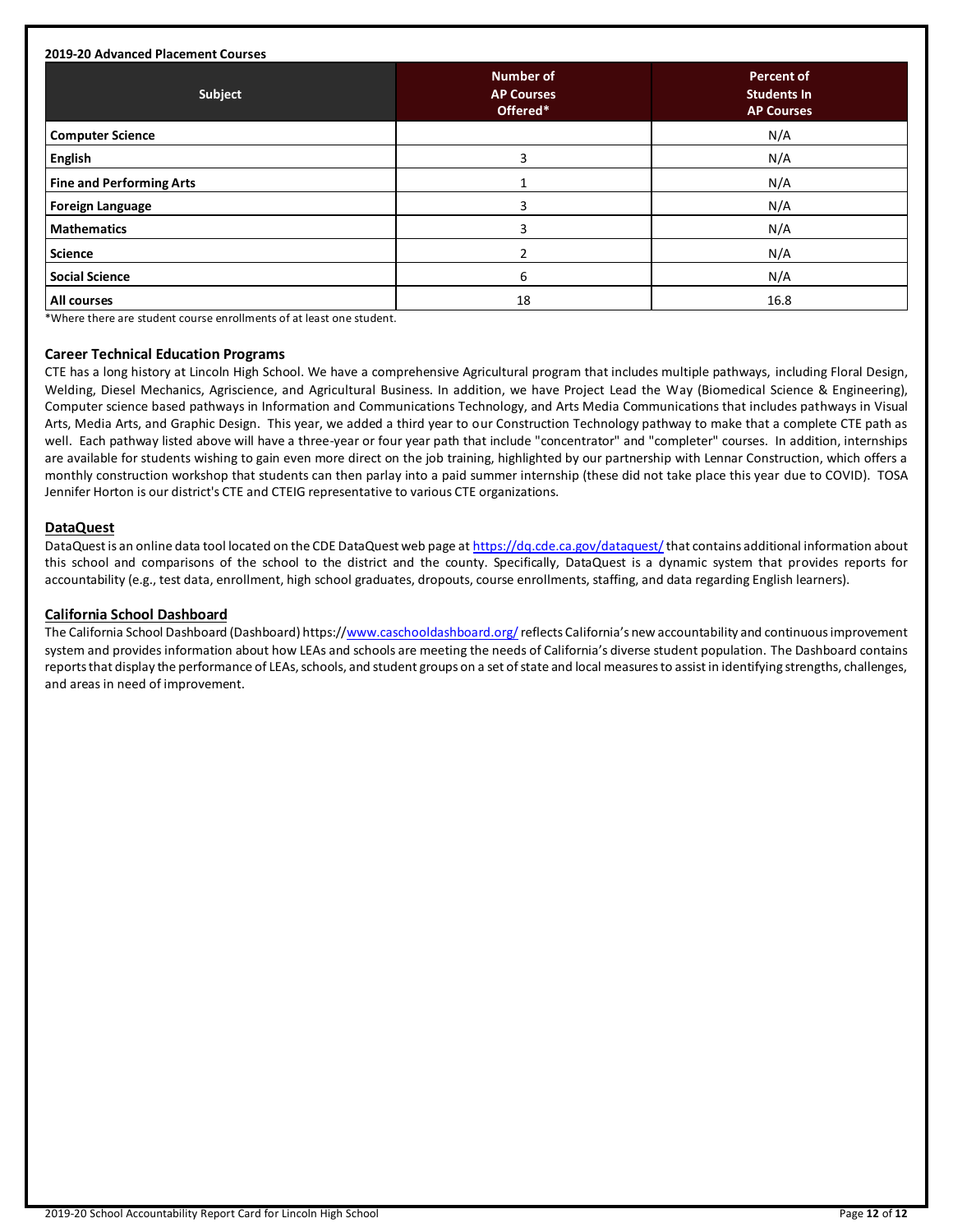**2019-20 Advanced Placement Courses**

| Subject | Number of AP Courses Offered* | Percent of Students In AP Courses |
|---|---|---|
| Computer Science | | N/A |
| English | 3 | N/A |
| Fine and Performing Arts | 1 | N/A |
| Foreign Language | 3 | N/A |
| Mathematics | 3 | N/A |
| Science | 2 | N/A |
| Social Science | 6 | N/A |
| All courses | 18 | 16.8 |

*Where there are student course enrollments of at least one student.

## Career Technical Education Programs

CTE has a long history at Lincoln High School. We have a comprehensive Agricultural program that includes multiple pathways, including Floral Design, Welding, Diesel Mechanics, Agriscience, and Agricultural Business. In addition, we have Project Lead the Way (Biomedical Science & Engineering), Computer science based pathways in Information and Communications Technology, and Arts Media Communications that includes pathways in Visual Arts, Media Arts, and Graphic Design. This year, we added a third year to our Construction Technology pathway to make that a complete CTE path as well. Each pathway listed above will have a three-year or four year path that include "concentrator" and "completer" courses. In addition, internships are available for students wishing to gain even more direct on the job training, highlighted by our partnership with Lennar Construction, which offers a monthly construction workshop that students can then parlay into a paid summer internship (these did not take place this year due to COVID). TOSA Jennifer Horton is our district's CTE and CTEIG representative to various CTE organizations.

## DataQuest

DataQuest is an online data tool located on the CDE DataQuest web page at https://dq.cde.ca.gov/dataquest/ that contains additional information about this school and comparisons of the school to the district and the county. Specifically, DataQuest is a dynamic system that provides reports for accountability (e.g., test data, enrollment, high school graduates, dropouts, course enrollments, staffing, and data regarding English learners).

## California School Dashboard

The California School Dashboard (Dashboard) https://www.caschooldashboard.org/ reflects California's new accountability and continuous improvement system and provides information about how LEAs and schools are meeting the needs of California's diverse student population. The Dashboard contains reports that display the performance of LEAs, schools, and student groups on a set of state and local measures to assist in identifying strengths, challenges, and areas in need of improvement.